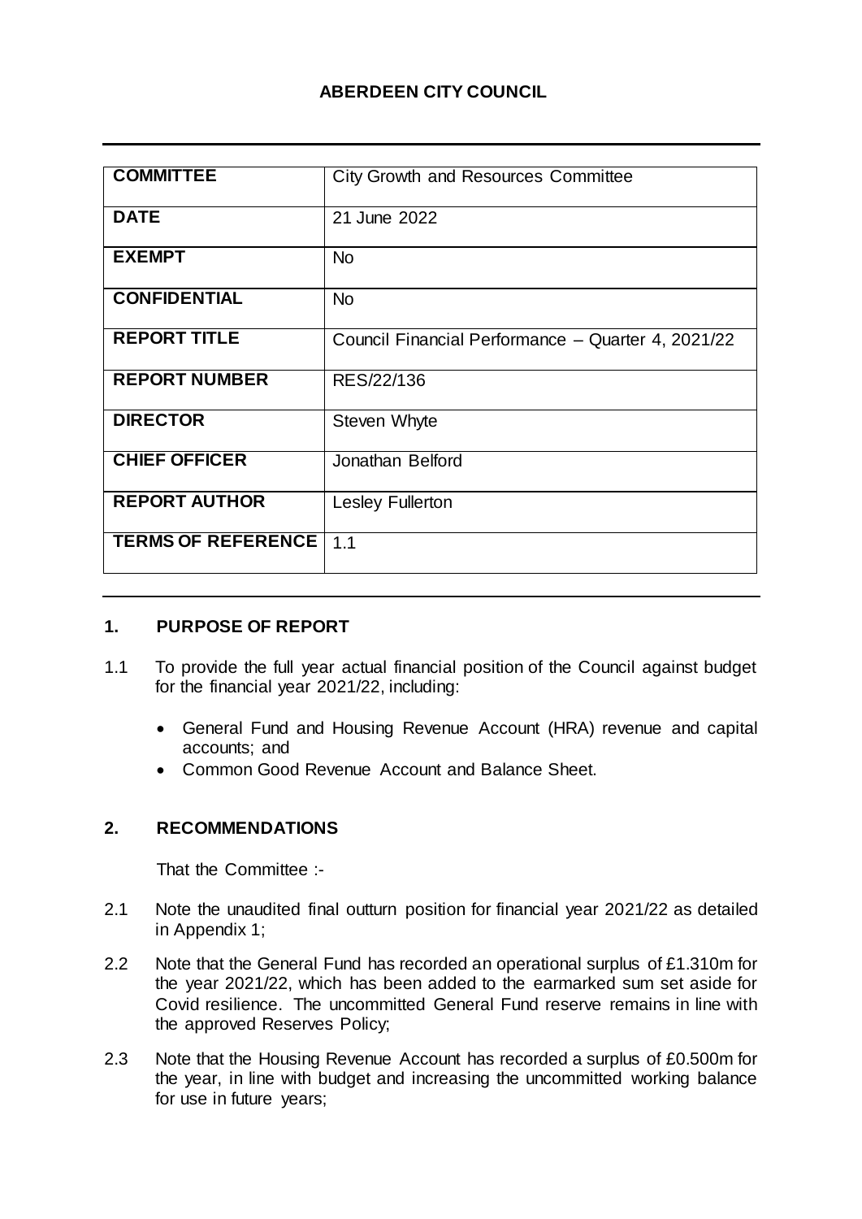# ABERDEEN CITY COUNCIL

| COMMITTEE | City Growth and Resources Committee |
|---|---|
| **DATE** | 21 June 2022 |
| **EXEMPT** | No |
| **CONFIDENTIAL** | No |
| **REPORT TITLE** | Council Financial Performance – Quarter 4, 2021/22 |
| **REPORT NUMBER** | RES/22/136 |
| **DIRECTOR** | Steven Whyte |
| **CHIEF OFFICER** | Jonathan Belford |
| **REPORT AUTHOR** | Lesley Fullerton |
| **TERMS OF REFERENCE** | 1.1 |

## 1. PURPOSE OF REPORT

1.1 To provide the full year actual financial position of the Council against budget for the financial year 2021/22, including:

- General Fund and Housing Revenue Account (HRA) revenue and capital accounts; and
- Common Good Revenue Account and Balance Sheet.

## 2. RECOMMENDATIONS

That the Committee :-

2.1 Note the unaudited final outturn position for financial year 2021/22 as detailed in Appendix 1;

2.2 Note that the General Fund has recorded an operational surplus of £1.310m for the year 2021/22, which has been added to the earmarked sum set aside for Covid resilience. The uncommitted General Fund reserve remains in line with the approved Reserves Policy;

2.3 Note that the Housing Revenue Account has recorded a surplus of £0.500m for the year, in line with budget and increasing the uncommitted working balance for use in future years;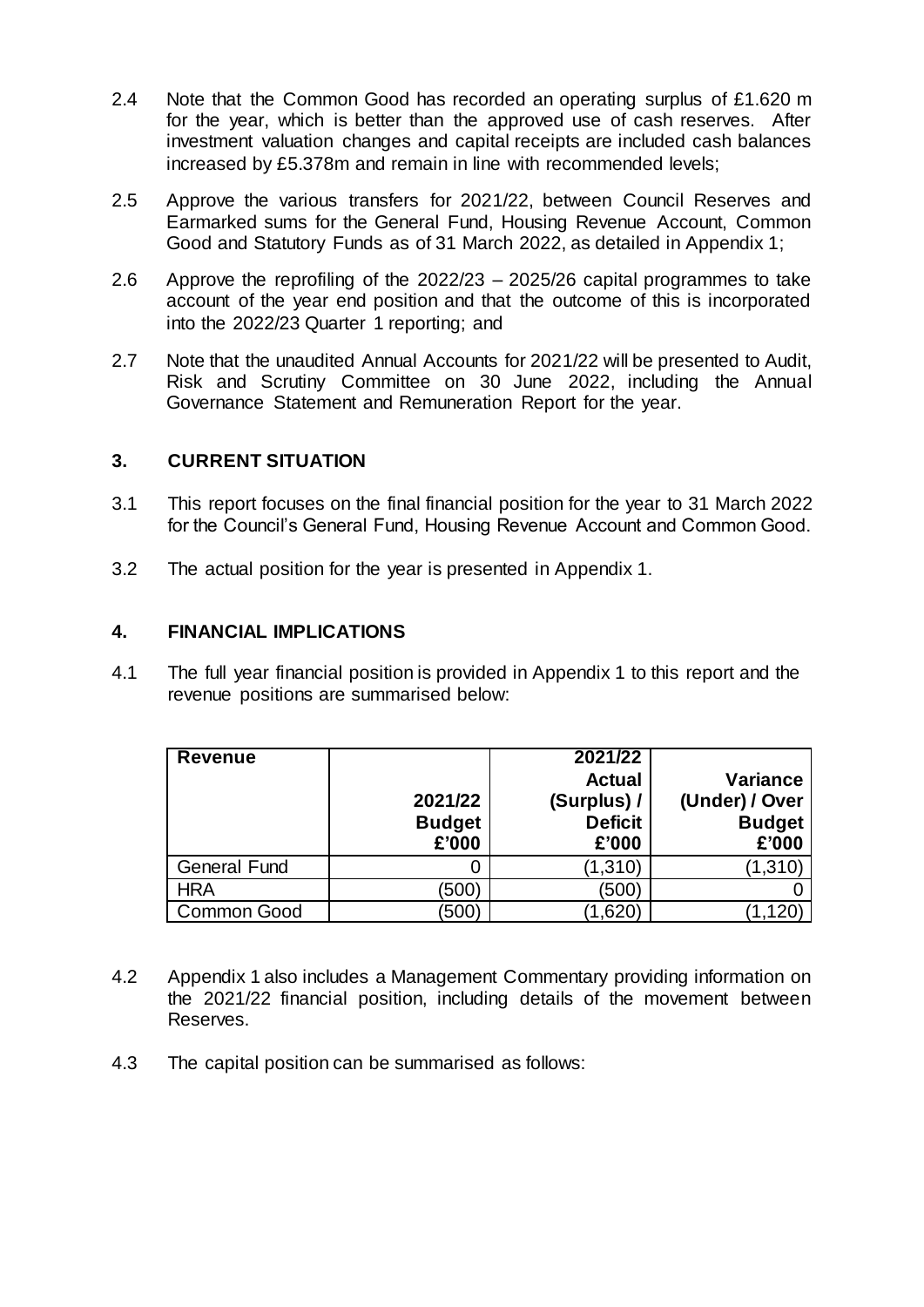2.4 Note that the Common Good has recorded an operating surplus of £1.620 m for the year, which is better than the approved use of cash reserves. After investment valuation changes and capital receipts are included cash balances increased by £5.378m and remain in line with recommended levels;

2.5 Approve the various transfers for 2021/22, between Council Reserves and Earmarked sums for the General Fund, Housing Revenue Account, Common Good and Statutory Funds as of 31 March 2022, as detailed in Appendix 1;

2.6 Approve the reprofiling of the 2022/23 – 2025/26 capital programmes to take account of the year end position and that the outcome of this is incorporated into the 2022/23 Quarter 1 reporting; and

2.7 Note that the unaudited Annual Accounts for 2021/22 will be presented to Audit, Risk and Scrutiny Committee on 30 June 2022, including the Annual Governance Statement and Remuneration Report for the year.

## 3. CURRENT SITUATION

3.1 This report focuses on the final financial position for the year to 31 March 2022 for the Council's General Fund, Housing Revenue Account and Common Good.

3.2 The actual position for the year is presented in Appendix 1.

## 4. FINANCIAL IMPLICATIONS

4.1 The full year financial position is provided in Appendix 1 to this report and the revenue positions are summarised below:

| Revenue | 2021/22 Budget £'000 | 2021/22 Actual (Surplus) / Deficit £'000 | Variance (Under) / Over Budget £'000 |
|---|---|---|---|
| General Fund | 0 | (1,310) | (1,310) |
| HRA | (500) | (500) | 0 |
| Common Good | (500) | (1,620) | (1,120) |

4.2 Appendix 1 also includes a Management Commentary providing information on the 2021/22 financial position, including details of the movement between Reserves.

4.3 The capital position can be summarised as follows: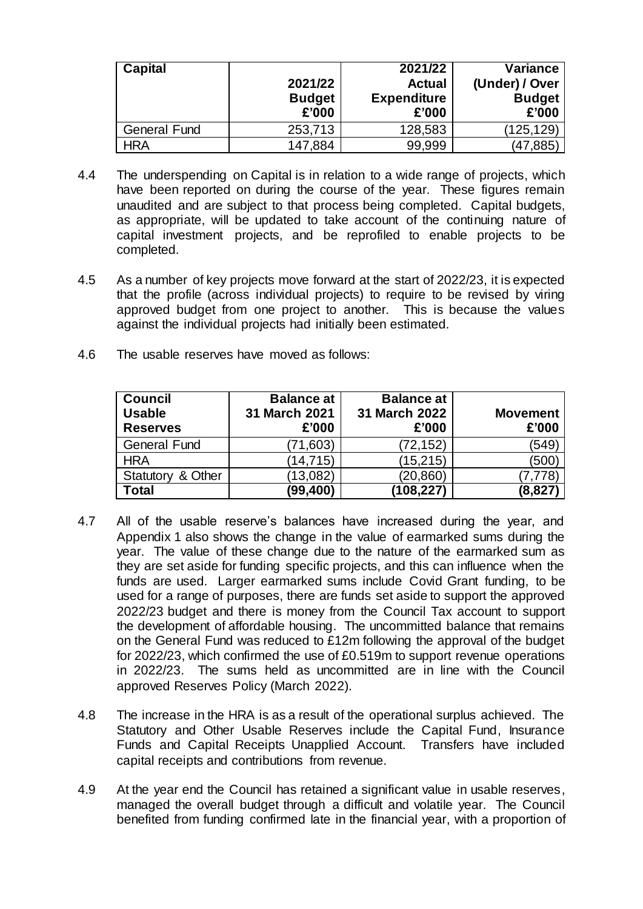| Capital | 2021/22 Budget £'000 | 2021/22 Actual Expenditure £'000 | Variance (Under) / Over Budget £'000 |
|---|---|---|---|
| General Fund | 253,713 | 128,583 | (125,129) |
| HRA | 147,884 | 99,999 | (47,885) |

4.4 The underspending on Capital is in relation to a wide range of projects, which have been reported on during the course of the year. These figures remain unaudited and are subject to that process being completed. Capital budgets, as appropriate, will be updated to take account of the continuing nature of capital investment projects, and be reprofiled to enable projects to be completed.

4.5 As a number of key projects move forward at the start of 2022/23, it is expected that the profile (across individual projects) to require to be revised by viring approved budget from one project to another. This is because the values against the individual projects had initially been estimated.

4.6 The usable reserves have moved as follows:

| Council Usable Reserves | Balance at 31 March 2021 £'000 | Balance at 31 March 2022 £'000 | Movement £'000 |
|---|---|---|---|
| General Fund | (71,603) | (72,152) | (549) |
| HRA | (14,715) | (15,215) | (500) |
| Statutory & Other | (13,082) | (20,860) | (7,778) |
| **Total** | **(99,400)** | **(108,227)** | **(8,827)** |

4.7 All of the usable reserve's balances have increased during the year, and Appendix 1 also shows the change in the value of earmarked sums during the year. The value of these change due to the nature of the earmarked sum as they are set aside for funding specific projects, and this can influence when the funds are used. Larger earmarked sums include Covid Grant funding, to be used for a range of purposes, there are funds set aside to support the approved 2022/23 budget and there is money from the Council Tax account to support the development of affordable housing. The uncommitted balance that remains on the General Fund was reduced to £12m following the approval of the budget for 2022/23, which confirmed the use of £0.519m to support revenue operations in 2022/23. The sums held as uncommitted are in line with the Council approved Reserves Policy (March 2022).

4.8 The increase in the HRA is as a result of the operational surplus achieved. The Statutory and Other Usable Reserves include the Capital Fund, Insurance Funds and Capital Receipts Unapplied Account. Transfers have included capital receipts and contributions from revenue.

4.9 At the year end the Council has retained a significant value in usable reserves, managed the overall budget through a difficult and volatile year. The Council benefited from funding confirmed late in the financial year, with a proportion of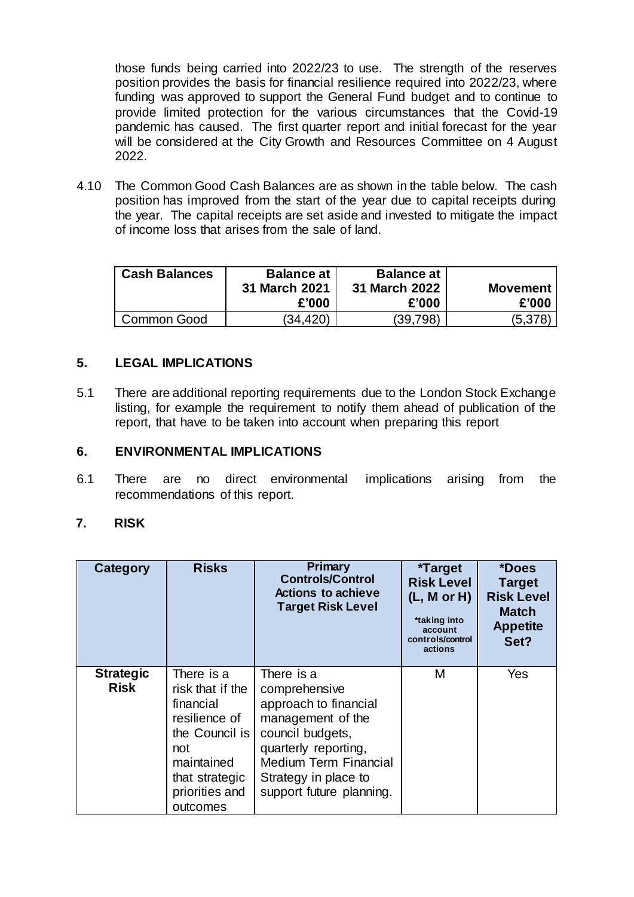those funds being carried into 2022/23 to use. The strength of the reserves position provides the basis for financial resilience required into 2022/23, where funding was approved to support the General Fund budget and to continue to provide limited protection for the various circumstances that the Covid-19 pandemic has caused. The first quarter report and initial forecast for the year will be considered at the City Growth and Resources Committee on 4 August 2022.

4.10 The Common Good Cash Balances are as shown in the table below. The cash position has improved from the start of the year due to capital receipts during the year. The capital receipts are set aside and invested to mitigate the impact of income loss that arises from the sale of land.

| Cash Balances | Balance at 31 March 2021 £'000 | Balance at 31 March 2022 £'000 | Movement £'000 |
|---|---|---|---|
| Common Good | (34,420) | (39,798) | (5,378) |

## 5. LEGAL IMPLICATIONS

5.1 There are additional reporting requirements due to the London Stock Exchange listing, for example the requirement to notify them ahead of publication of the report, that have to be taken into account when preparing this report

## 6. ENVIRONMENTAL IMPLICATIONS

6.1 There are no direct environmental implications arising from the recommendations of this report.

## 7. RISK

| Category | Risks | Primary Controls/Control Actions to achieve Target Risk Level | *Target Risk Level (L, M or H) *taking into account controls/control actions | *Does Target Risk Level Match Appetite Set? |
|---|---|---|---|---|
| **Strategic Risk** | There is a risk that if the financial resilience of the Council is not maintained that strategic priorities and outcomes | There is a comprehensive approach to financial management of the council budgets, quarterly reporting, Medium Term Financial Strategy in place to support future planning. | M | Yes |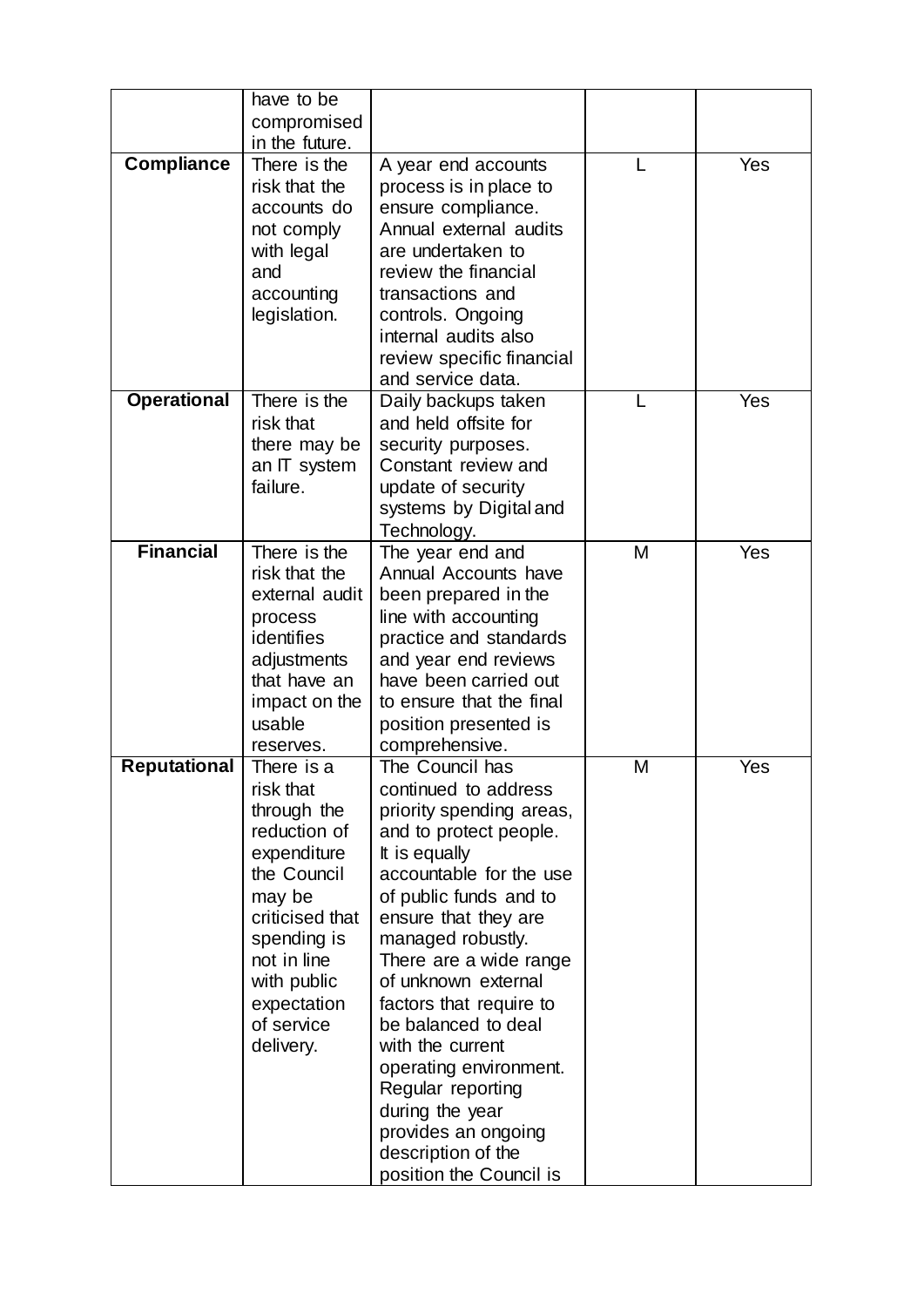| | | | | |
|---|---|---|---|---|
| | have to be compromised in the future. | | | |
| **Compliance** | There is the risk that the accounts do not comply with legal and accounting legislation. | A year end accounts process is in place to ensure compliance. Annual external audits are undertaken to review the financial transactions and controls. Ongoing internal audits also review specific financial and service data. | L | Yes |
| **Operational** | There is the risk that there may be an IT system failure. | Daily backups taken and held offsite for security purposes. Constant review and update of security systems by Digital and Technology. | L | Yes |
| **Financial** | There is the risk that the external audit process identifies adjustments that have an impact on the usable reserves. | The year end and Annual Accounts have been prepared in the line with accounting practice and standards and year end reviews have been carried out to ensure that the final position presented is comprehensive. | M | Yes |
| **Reputational** | There is a risk that through the reduction of expenditure the Council may be criticised that spending is not in line with public expectation of service delivery. | The Council has continued to address priority spending areas, and to protect people. It is equally accountable for the use of public funds and to ensure that they are managed robustly. There are a wide range of unknown external factors that require to be balanced to deal with the current operating environment. Regular reporting during the year provides an ongoing description of the position the Council is | M | Yes |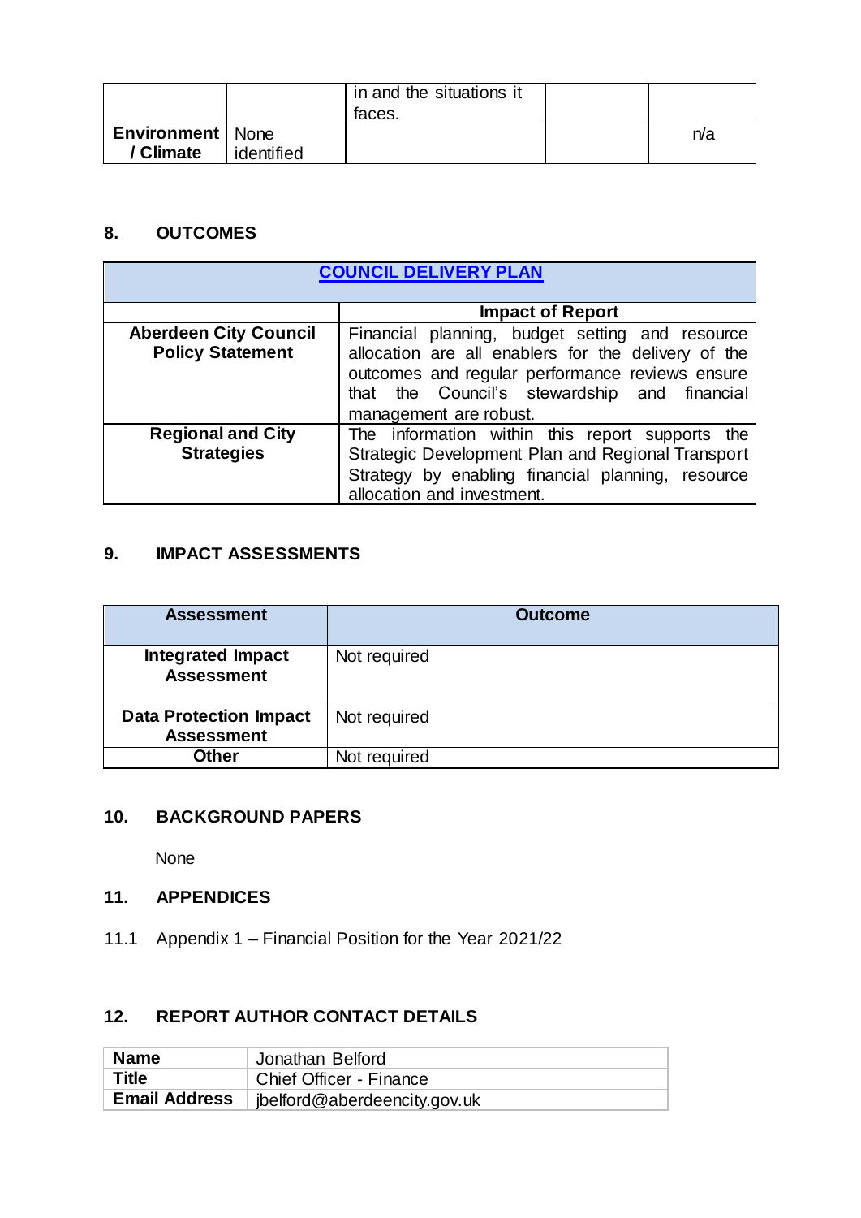| | | in and the situations it faces. | | |
|---|---|---|---|---|
| **Environment / Climate** | None identified | | | n/a |

## 8. OUTCOMES

| COUNCIL DELIVERY PLAN | |
|---|---|
| | **Impact of Report** |
| **Aberdeen City Council Policy Statement** | Financial planning, budget setting and resource allocation are all enablers for the delivery of the outcomes and regular performance reviews ensure that the Council's stewardship and financial management are robust. |
| **Regional and City Strategies** | The information within this report supports the Strategic Development Plan and Regional Transport Strategy by enabling financial planning, resource allocation and investment. |

## 9. IMPACT ASSESSMENTS

| Assessment | Outcome |
|---|---|
| **Integrated Impact Assessment** | Not required |
| **Data Protection Impact Assessment** | Not required |
| **Other** | Not required |

## 10. BACKGROUND PAPERS

None

## 11. APPENDICES

11.1 Appendix 1 – Financial Position for the Year 2021/22

## 12. REPORT AUTHOR CONTACT DETAILS

| | |
|---|---|
| **Name** | Jonathan Belford |
| **Title** | Chief Officer - Finance |
| **Email Address** | jbelford@aberdeencity.gov.uk |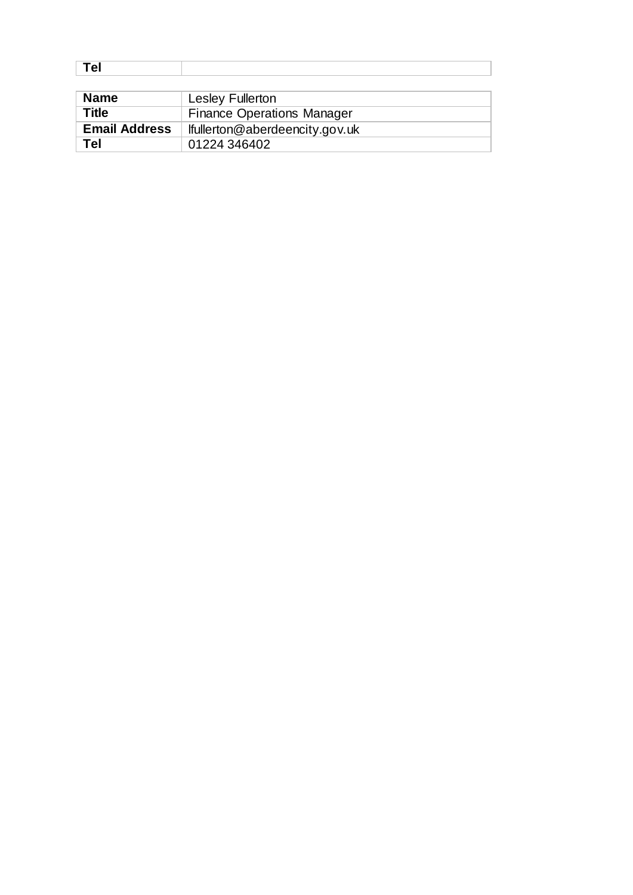| | |
|---|---|
| **Tel** | |

| | |
|---|---|
| **Name** | Lesley Fullerton |
| **Title** | Finance Operations Manager |
| **Email Address** | lfullerton@aberdeencity.gov.uk |
| **Tel** | 01224 346402 |